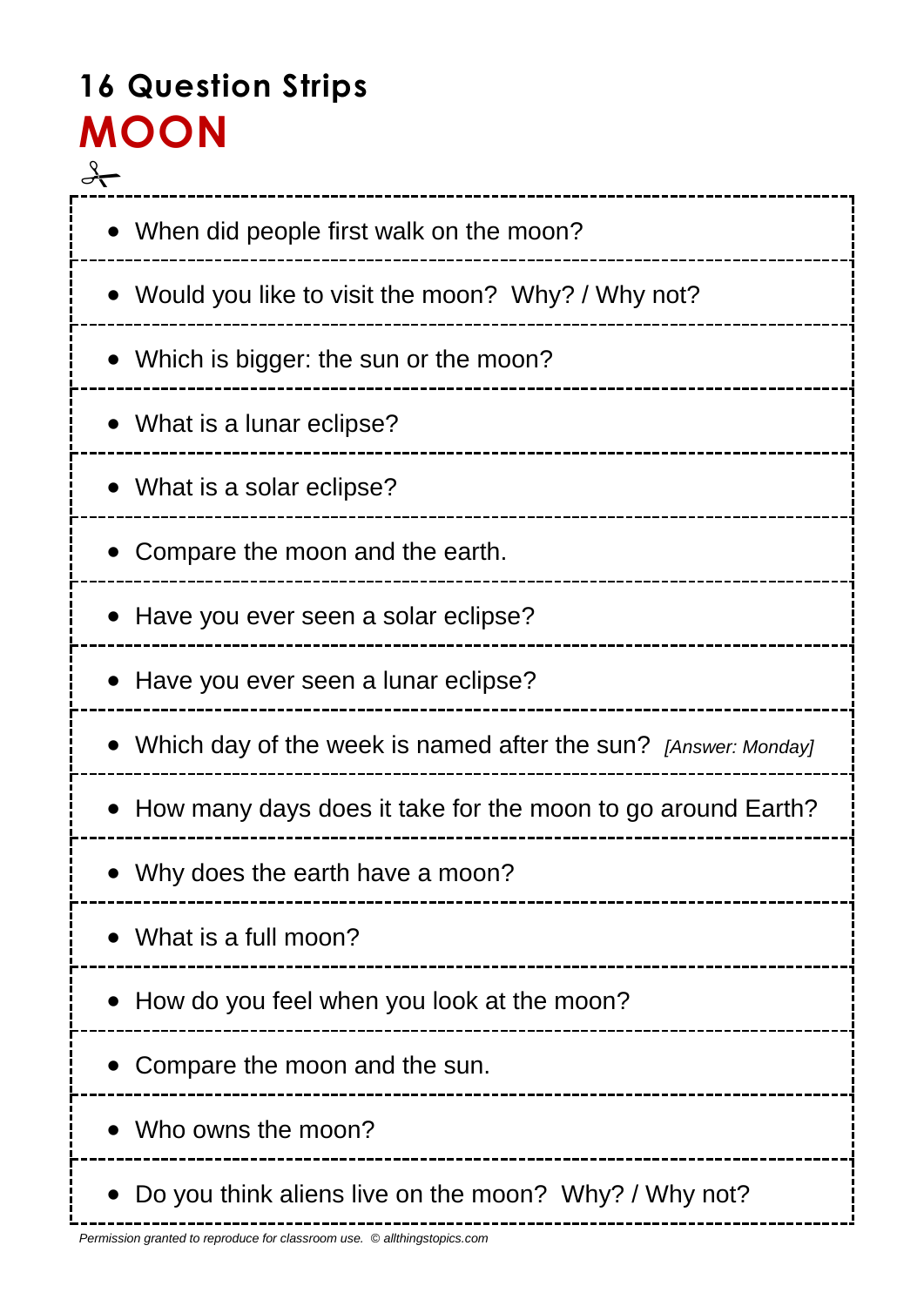# 16 Question Strips

# MOON

- When did people first walk on the moon?
- Would you like to visit the moon? Why? / Why not?
- Which is bigger: the sun or the moon?
- What is a lunar eclipse?
- What is a solar eclipse?
- Compare the moon and the earth.
- Have you ever seen a solar eclipse?
- Have you ever seen a lunar eclipse?
- Which day of the week is named after the sun? *[Answer: Monday]*
- How many days does it take for the moon to go around Earth?
- Why does the earth have a moon?
- What is a full moon?
- How do you feel when you look at the moon?
- Compare the moon and the sun.
- Who owns the moon?
- Do you think aliens live on the moon? Why? / Why not?

*Permission granted to reproduce for classroom use. © allthingstopics.com*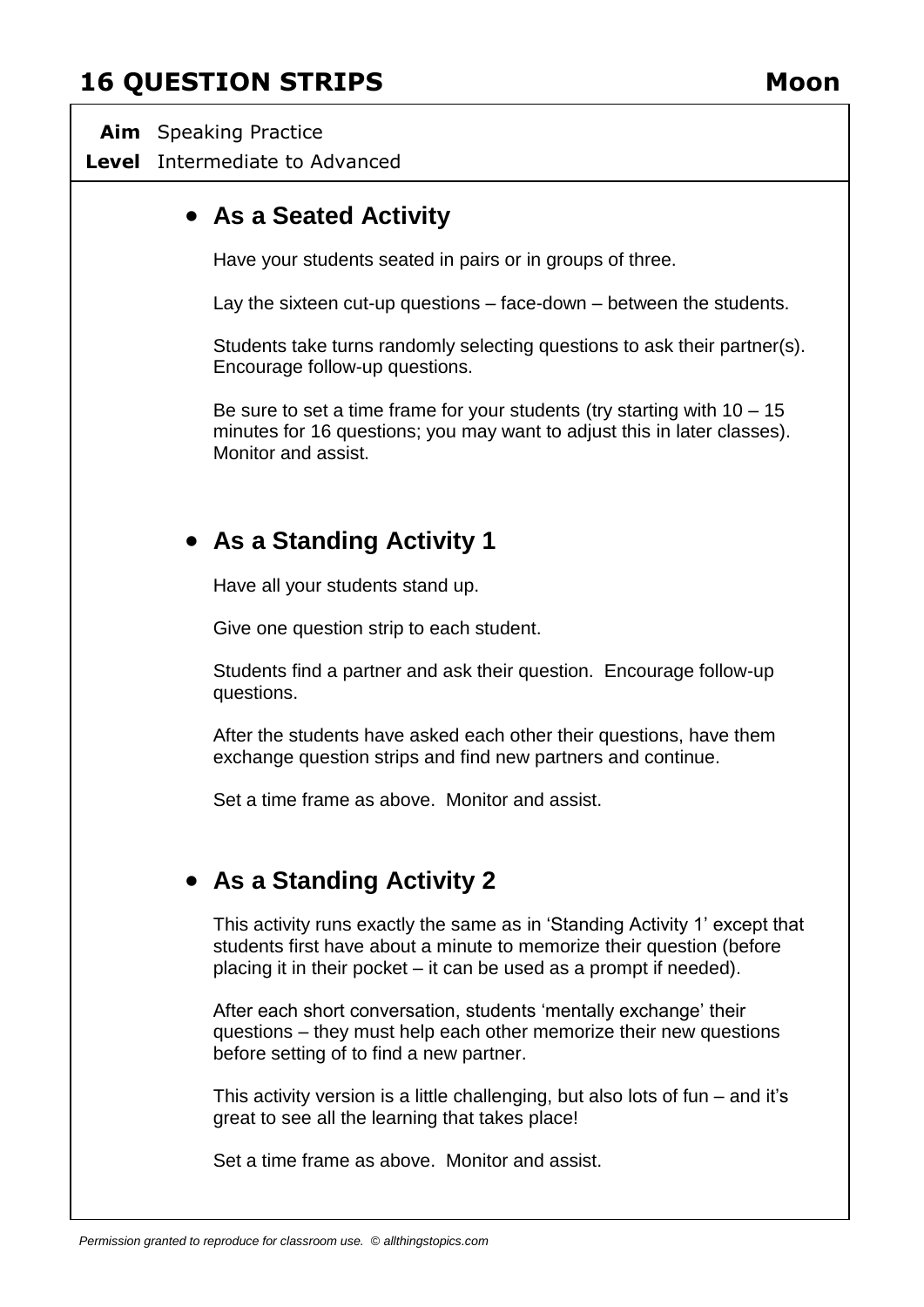# 16 QUESTION STRIPS Moon

**Aim** Speaking Practice
**Level** Intermediate to Advanced

## As a Seated Activity

Have your students seated in pairs or in groups of three.

Lay the sixteen cut-up questions – face-down – between the students.

Students take turns randomly selecting questions to ask their partner(s). Encourage follow-up questions.

Be sure to set a time frame for your students (try starting with 10 – 15 minutes for 16 questions; you may want to adjust this in later classes). Monitor and assist.

## As a Standing Activity 1

Have all your students stand up.

Give one question strip to each student.

Students find a partner and ask their question. Encourage follow-up questions.

After the students have asked each other their questions, have them exchange question strips and find new partners and continue.

Set a time frame as above. Monitor and assist.

## As a Standing Activity 2

This activity runs exactly the same as in 'Standing Activity 1' except that students first have about a minute to memorize their question (before placing it in their pocket – it can be used as a prompt if needed).

After each short conversation, students 'mentally exchange' their questions – they must help each other memorize their new questions before setting of to find a new partner.

This activity version is a little challenging, but also lots of fun – and it's great to see all the learning that takes place!

Set a time frame as above. Monitor and assist.

*Permission granted to reproduce for classroom use. © allthingstopics.com*